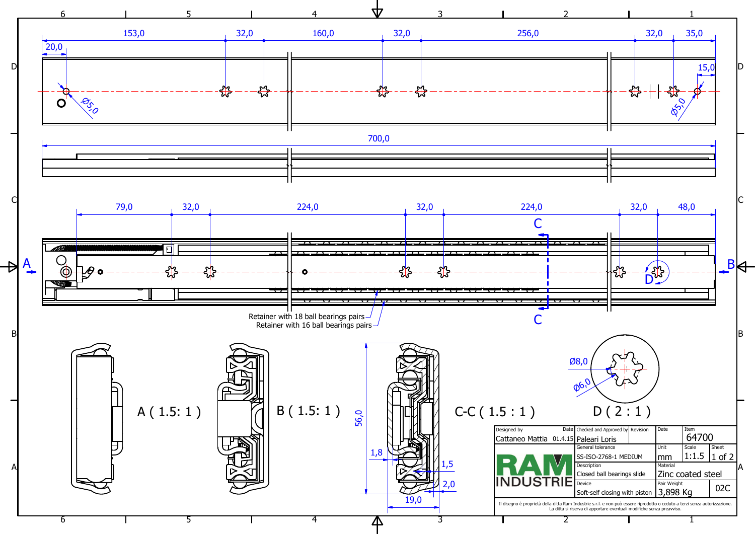153,0 &nbsp; 32,0 &nbsp; 160,0 &nbsp; 32,0 &nbsp; 256,0 &nbsp; 32,0 &nbsp; 35,0

20,0 &nbsp; 15,0

Ø5,0 &nbsp; Ø5,0

700,0

79,0 &nbsp; 32,0 &nbsp; 224,0 &nbsp; 32,0 &nbsp; 224,0 &nbsp; 32,0 &nbsp; 48,0

C

A &nbsp; D &nbsp; B

C

Retainer with 18 ball bearings pairs

Retainer with 16 ball bearings pairs

Ø8,0

Ø6,0

A ( 1.5: 1 )

B ( 1.5: 1 )

56,0

1,8 &nbsp; 1,5 &nbsp; 2,0

19,0

C-C ( 1.5 : 1 )

D ( 2 : 1 )

| Designed by | Date | Checked and Approved by | Revision | Date | Item | |
|---|---|---|---|---|---|---|
| Cattaneo Mattia | 01.4.15 | Paleari Loris | | | 64700 | |
| **RAM INDUSTRIE** | | General tolerance | | Unit | Scale | Sheet |
| | | SS-ISO-2768-1 MEDIUM | | mm | 1:1.5 | 1 of 2 |
| | | Description | | Material | | |
| | | Closed ball bearings slide | | Zinc coated steel | | |
| | | Device | | Pair Weight | | |
| | | Soft-self closing with piston | | 3,898 Kg | | 02C |

Il disegno è proprietà della ditta Ram Industrie s.r.l. e non può essere riprodotto o ceduto a terzi senza autorizzazione. La ditta si riserva di apportare eventuali modifiche senza preavviso.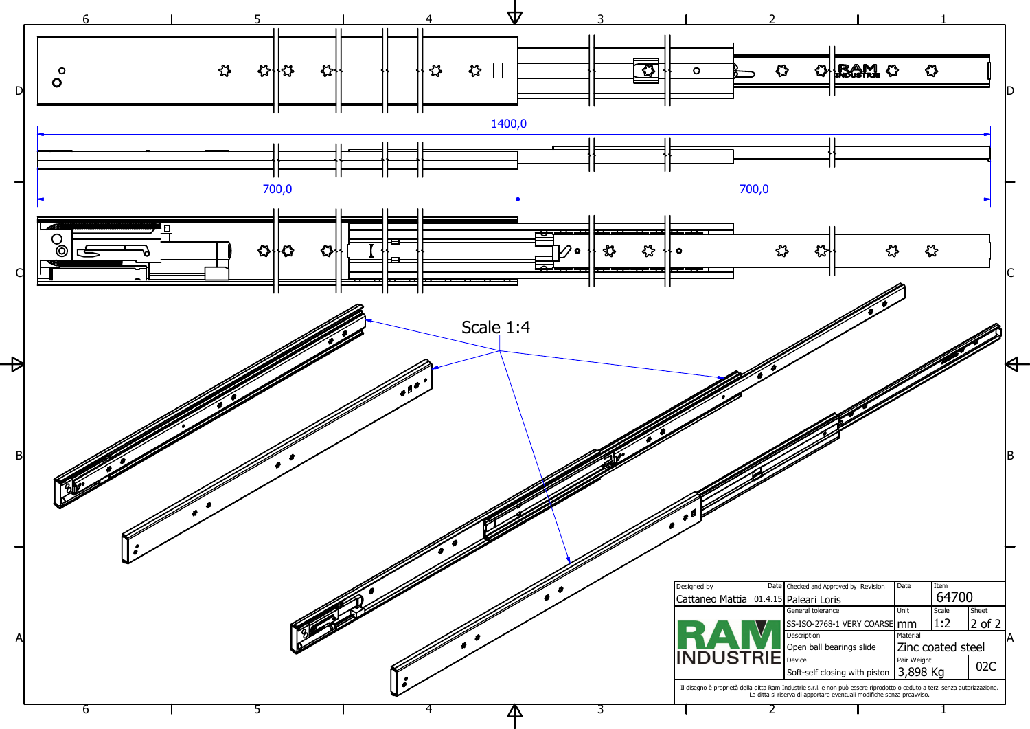1400,0

700,0

700,0

Scale 1:4

| Designed by | Date | Checked and Approved by | Revision | Date | Item |
|---|---|---|---|---|---|
| Cattaneo Mattia | 01.4.15 | Paleari Loris | | | 64700 |

| | | | |
|---|---|---|---|
| General tolerance | Unit | Scale | Sheet |
| SS-ISO-2768-1 VERY COARSE | mm | 1:2 | 2 of 2 |
| Description | Material | | |
| Open ball bearings slide | Zinc coated steel | | |
| Device | Pair Weight | | |
| Soft-self closing with piston | 3,898 Kg | | 02C |

RAM INDUSTRIE

Il disegno è proprietà della ditta Ram Industrie s.r.l. e non può essere riprodotto o ceduto a terzi senza autorizzazione.
La ditta si riserva di apportare eventuali modifiche senza preavviso.